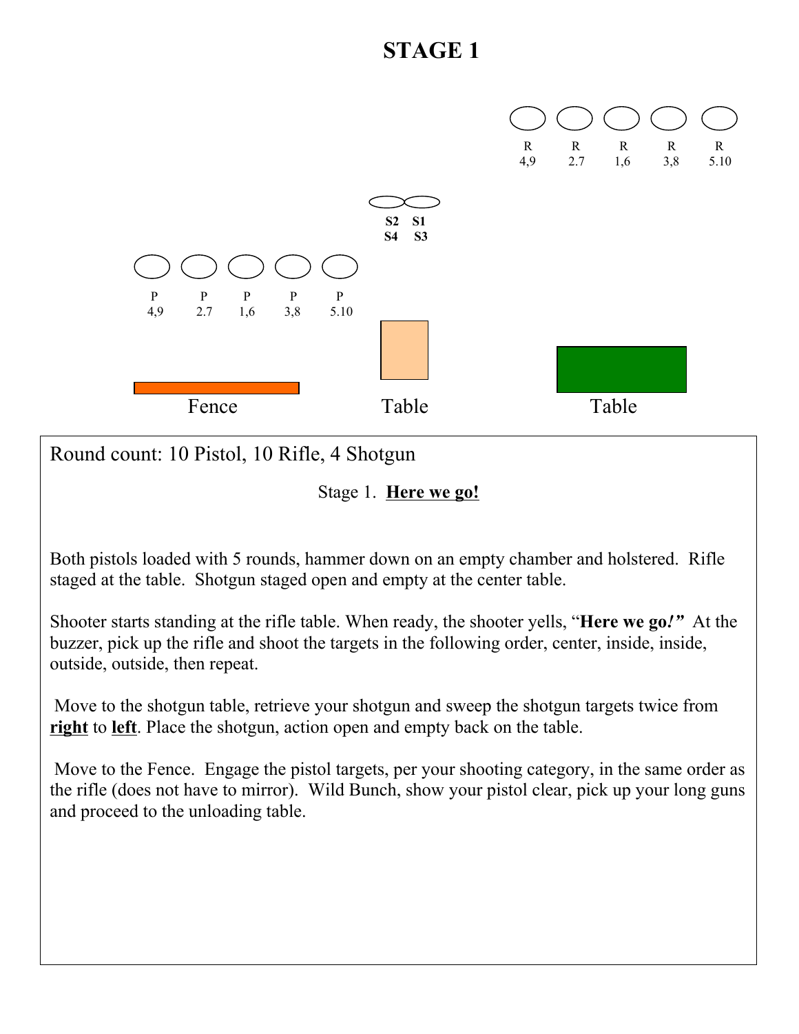# STAGE 1

R 4,9 | R 2.7 | R 1,6 | R 3,8 | R 5.10

S2 S1
S4 S3

P 4,9 | P 2.7 | P 1,6 | P 3,8 | P 5.10

Fence | Table | Table

Round count: 10 Pistol, 10 Rifle, 4 Shotgun

Stage 1. **Here we go!**

Both pistols loaded with 5 rounds, hammer down on an empty chamber and holstered. Rifle staged at the table. Shotgun staged open and empty at the center table.

Shooter starts standing at the rifle table. When ready, the shooter yells, "**Here we go!"** At the buzzer, pick up the rifle and shoot the targets in the following order, center, inside, inside, outside, outside, then repeat.

Move to the shotgun table, retrieve your shotgun and sweep the shotgun targets twice from **right** to **left**. Place the shotgun, action open and empty back on the table.

Move to the Fence. Engage the pistol targets, per your shooting category, in the same order as the rifle (does not have to mirror). Wild Bunch, show your pistol clear, pick up your long guns and proceed to the unloading table.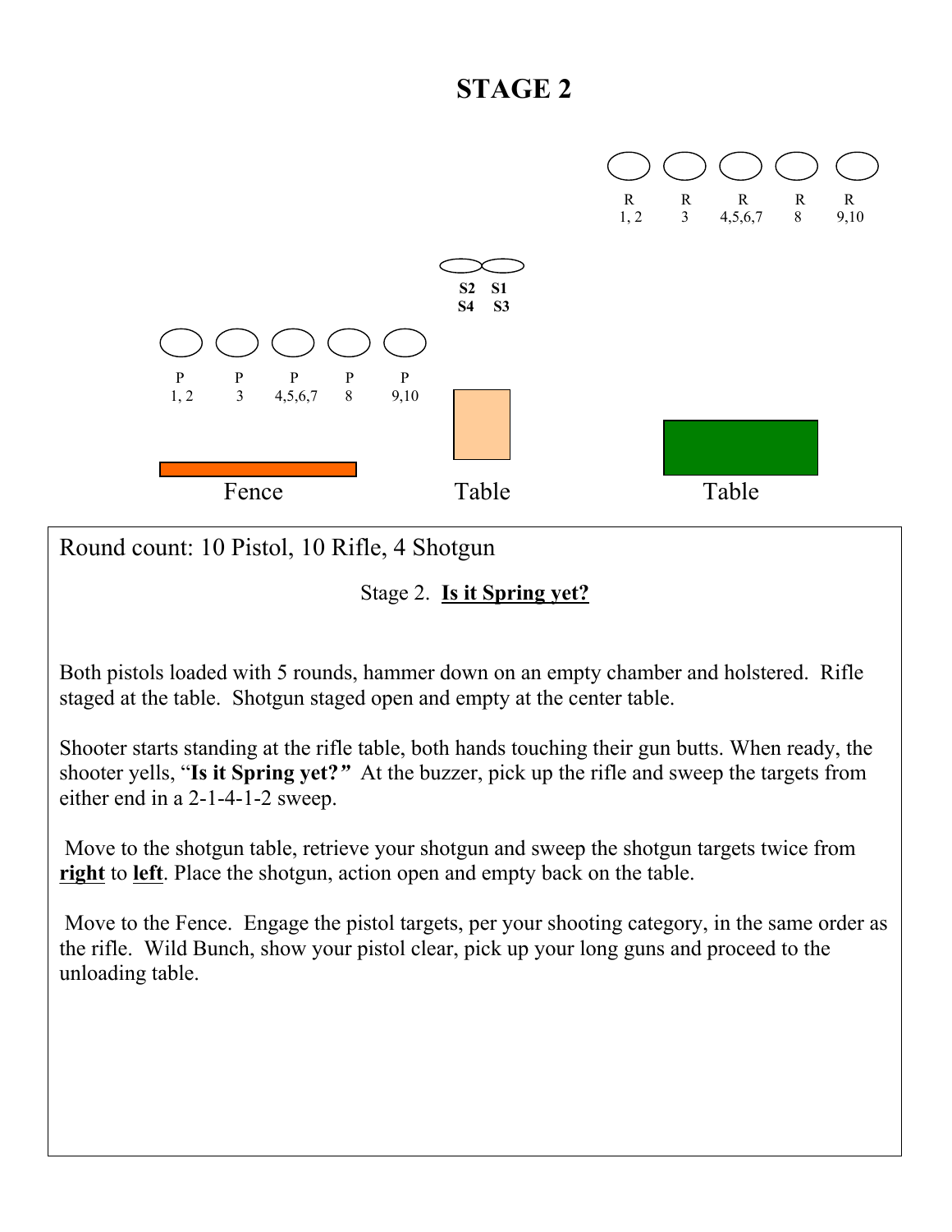# STAGE 2

R 1, 2 | R 3 | R 4,5,6,7 | R 8 | R 9,10

S2 S1
S4 S3

P 1, 2 | P 3 | P 4,5,6,7 | P 8 | P 9,10

Fence | Table | Table

Round count: 10 Pistol, 10 Rifle, 4 Shotgun

Stage 2. **Is it Spring yet?**

Both pistols loaded with 5 rounds, hammer down on an empty chamber and holstered. Rifle staged at the table. Shotgun staged open and empty at the center table.

Shooter starts standing at the rifle table, both hands touching their gun butts. When ready, the shooter yells, "**Is it Spring yet?"** At the buzzer, pick up the rifle and sweep the targets from either end in a 2-1-4-1-2 sweep.

Move to the shotgun table, retrieve your shotgun and sweep the shotgun targets twice from **right** to **left**. Place the shotgun, action open and empty back on the table.

Move to the Fence. Engage the pistol targets, per your shooting category, in the same order as the rifle. Wild Bunch, show your pistol clear, pick up your long guns and proceed to the unloading table.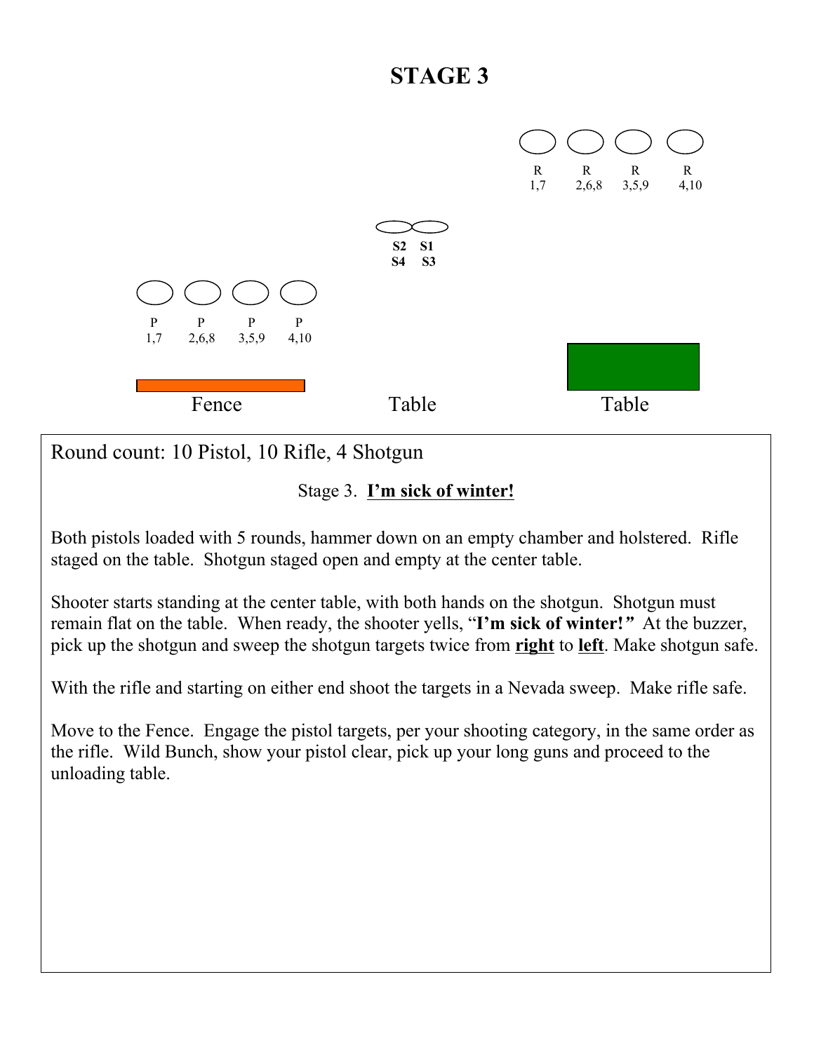# STAGE 3

R 1,7 — R 2,6,8 — R 3,5,9 — R 4,10

S2 S1
S4 S3

P 1,7 — P 2,6,8 — P 3,5,9 — P 4,10

Fence — Table — Table

Round count: 10 Pistol, 10 Rifle, 4 Shotgun

Stage 3. **I'm sick of winter!**

Both pistols loaded with 5 rounds, hammer down on an empty chamber and holstered. Rifle staged on the table. Shotgun staged open and empty at the center table.

Shooter starts standing at the center table, with both hands on the shotgun. Shotgun must remain flat on the table. When ready, the shooter yells, "**I'm sick of winter!**" At the buzzer, pick up the shotgun and sweep the shotgun targets twice from **right** to **left**. Make shotgun safe.

With the rifle and starting on either end shoot the targets in a Nevada sweep. Make rifle safe.

Move to the Fence. Engage the pistol targets, per your shooting category, in the same order as the rifle. Wild Bunch, show your pistol clear, pick up your long guns and proceed to the unloading table.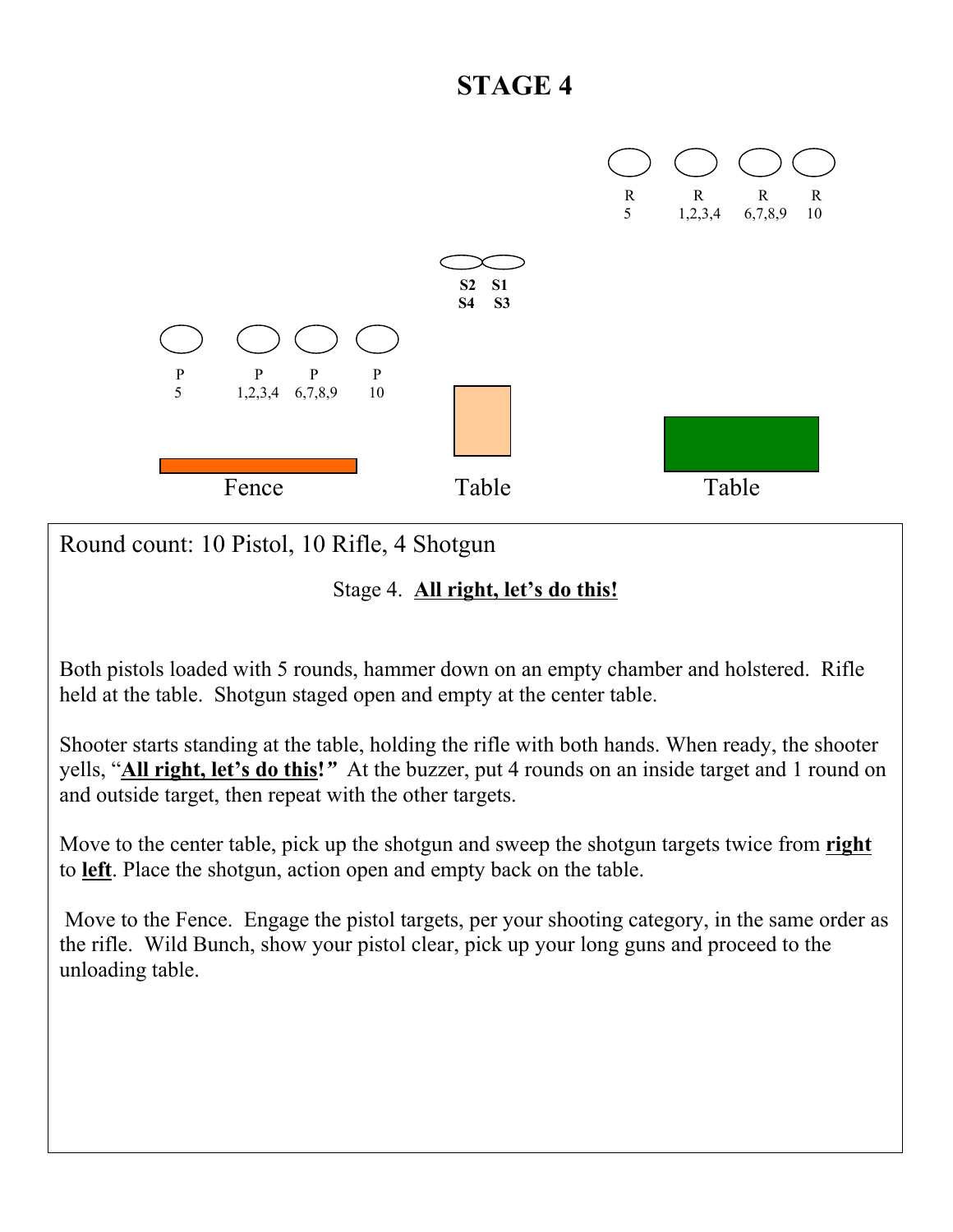# STAGE 4

R 5
R 1,2,3,4
R 6,7,8,9
R 10

S2 S1
S4 S3

P 5
P 1,2,3,4
P 6,7,8,9
P 10

Fence

Table

Table

Round count: 10 Pistol, 10 Rifle, 4 Shotgun

Stage 4. **All right, let's do this!**

Both pistols loaded with 5 rounds, hammer down on an empty chamber and holstered. Rifle held at the table. Shotgun staged open and empty at the center table.

Shooter starts standing at the table, holding the rifle with both hands. When ready, the shooter yells, "**All right, let's do this!**" At the buzzer, put 4 rounds on an inside target and 1 round on and outside target, then repeat with the other targets.

Move to the center table, pick up the shotgun and sweep the shotgun targets twice from **right** to **left**. Place the shotgun, action open and empty back on the table.

Move to the Fence. Engage the pistol targets, per your shooting category, in the same order as the rifle. Wild Bunch, show your pistol clear, pick up your long guns and proceed to the unloading table.